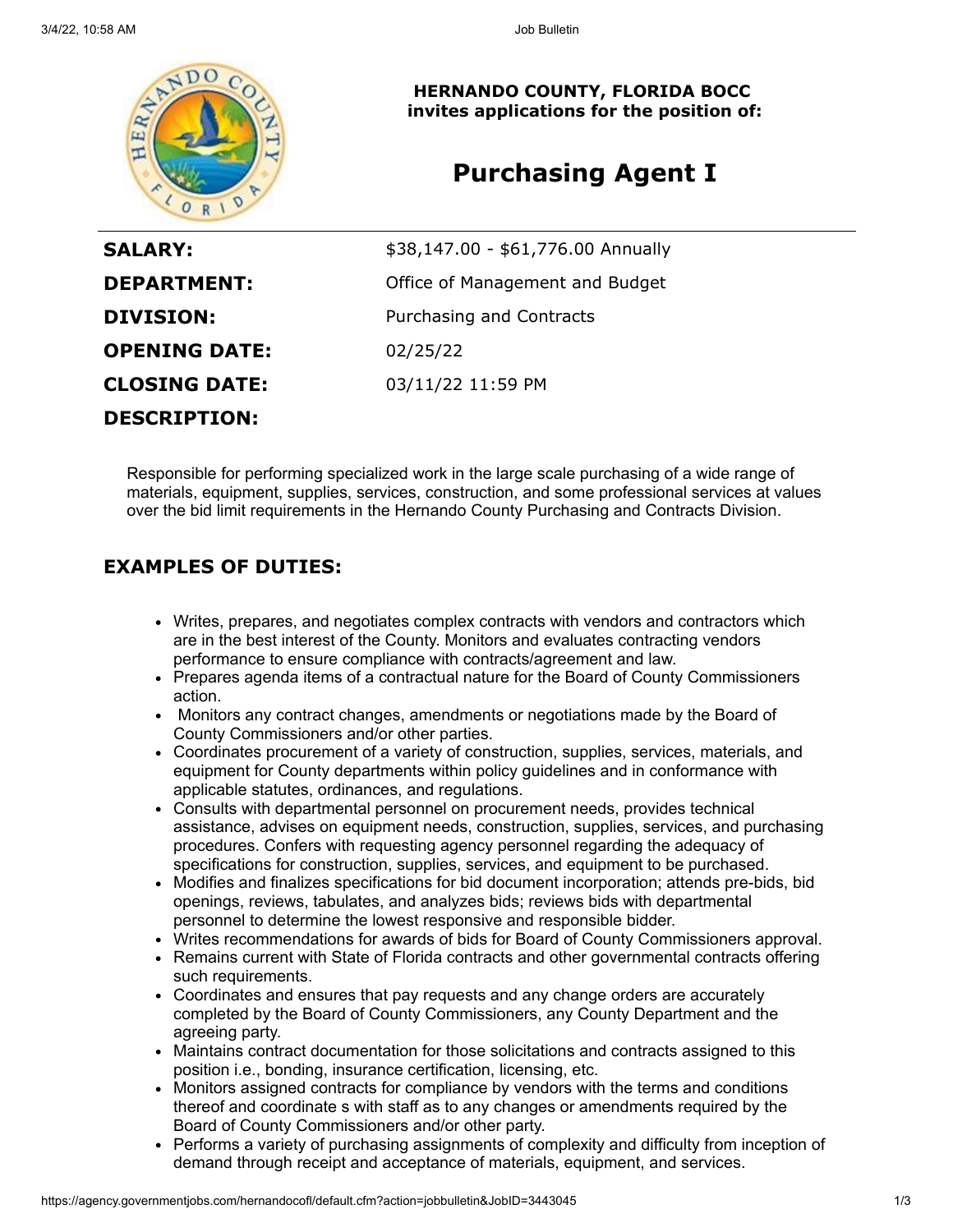**HERNANDO COUNTY, FLORIDA BOCC**
**invites applications for the position of:**

# Purchasing Agent I

| | |
|---|---|
| **SALARY:** | $38,147.00 - $61,776.00 Annually |
| **DEPARTMENT:** | Office of Management and Budget |
| **DIVISION:** | Purchasing and Contracts |
| **OPENING DATE:** | 02/25/22 |
| **CLOSING DATE:** | 03/11/22 11:59 PM |

**DESCRIPTION:**

Responsible for performing specialized work in the large scale purchasing of a wide range of materials, equipment, supplies, services, construction, and some professional services at values over the bid limit requirements in the Hernando County Purchasing and Contracts Division.

## EXAMPLES OF DUTIES:

- Writes, prepares, and negotiates complex contracts with vendors and contractors which are in the best interest of the County. Monitors and evaluates contracting vendors performance to ensure compliance with contracts/agreement and law.
- Prepares agenda items of a contractual nature for the Board of County Commissioners action.
- Monitors any contract changes, amendments or negotiations made by the Board of County Commissioners and/or other parties.
- Coordinates procurement of a variety of construction, supplies, services, materials, and equipment for County departments within policy guidelines and in conformance with applicable statutes, ordinances, and regulations.
- Consults with departmental personnel on procurement needs, provides technical assistance, advises on equipment needs, construction, supplies, services, and purchasing procedures. Confers with requesting agency personnel regarding the adequacy of specifications for construction, supplies, services, and equipment to be purchased.
- Modifies and finalizes specifications for bid document incorporation; attends pre-bids, bid openings, reviews, tabulates, and analyzes bids; reviews bids with departmental personnel to determine the lowest responsive and responsible bidder.
- Writes recommendations for awards of bids for Board of County Commissioners approval.
- Remains current with State of Florida contracts and other governmental contracts offering such requirements.
- Coordinates and ensures that pay requests and any change orders are accurately completed by the Board of County Commissioners, any County Department and the agreeing party.
- Maintains contract documentation for those solicitations and contracts assigned to this position i.e., bonding, insurance certification, licensing, etc.
- Monitors assigned contracts for compliance by vendors with the terms and conditions thereof and coordinate s with staff as to any changes or amendments required by the Board of County Commissioners and/or other party.
- Performs a variety of purchasing assignments of complexity and difficulty from inception of demand through receipt and acceptance of materials, equipment, and services.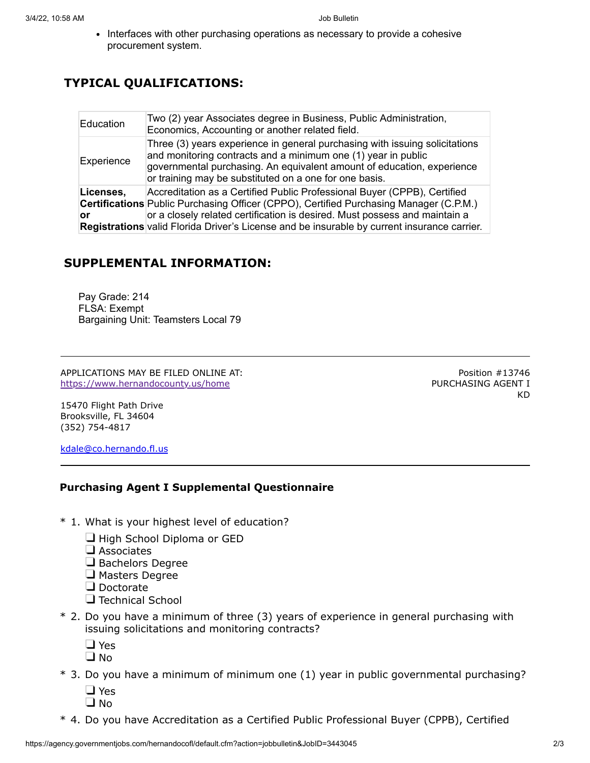- Interfaces with other purchasing operations as necessary to provide a cohesive procurement system.

## TYPICAL QUALIFICATIONS:

| | |
|---|---|
| Education | Two (2) year Associates degree in Business, Public Administration, Economics, Accounting or another related field. |
| Experience | Three (3) years experience in general purchasing with issuing solicitations and monitoring contracts and a minimum one (1) year in public governmental purchasing. An equivalent amount of education, experience or training may be substituted on a one for one basis. |
| **Licenses, Certifications or Registrations** | Accreditation as a Certified Public Professional Buyer (CPPB), Certified Public Purchasing Officer (CPPO), Certified Purchasing Manager (C.P.M.) or a closely related certification is desired. Must possess and maintain a valid Florida Driver's License and be insurable by current insurance carrier. |

## SUPPLEMENTAL INFORMATION:

Pay Grade: 214
FLSA: Exempt
Bargaining Unit: Teamsters Local 79

---

APPLICATIONS MAY BE FILED ONLINE AT:
https://www.hernandocounty.us/home

15470 Flight Path Drive
Brooksville, FL 34604
(352) 754-4817

kdale@co.hernando.fl.us

Position #13746
PURCHASING AGENT I
KD

---

### Purchasing Agent I Supplemental Questionnaire

\* 1. What is your highest level of education?

- ❑ High School Diploma or GED
- ❑ Associates
- ❑ Bachelors Degree
- ❑ Masters Degree
- ❑ Doctorate
- ❑ Technical School

\* 2. Do you have a minimum of three (3) years of experience in general purchasing with issuing solicitations and monitoring contracts?

- ❑ Yes
- ❑ No

\* 3. Do you have a minimum of minimum one (1) year in public governmental purchasing?

- ❑ Yes
- ❑ No

\* 4. Do you have Accreditation as a Certified Public Professional Buyer (CPPB), Certified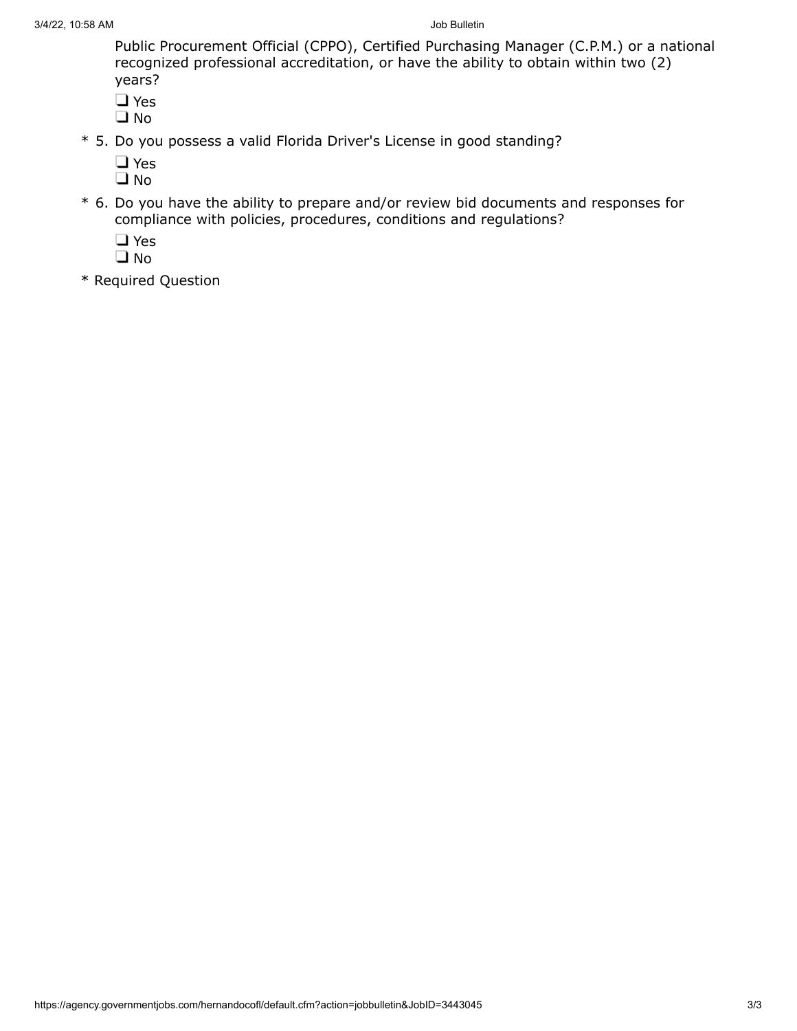Public Procurement Official (CPPO), Certified Purchasing Manager (C.P.M.) or a national recognized professional accreditation, or have the ability to obtain within two (2) years?

- ❑ Yes
- ❑ No

\* 5. Do you possess a valid Florida Driver's License in good standing?

- ❑ Yes
- ❑ No

\* 6. Do you have the ability to prepare and/or review bid documents and responses for compliance with policies, procedures, conditions and regulations?

- ❑ Yes
- ❑ No

\* Required Question